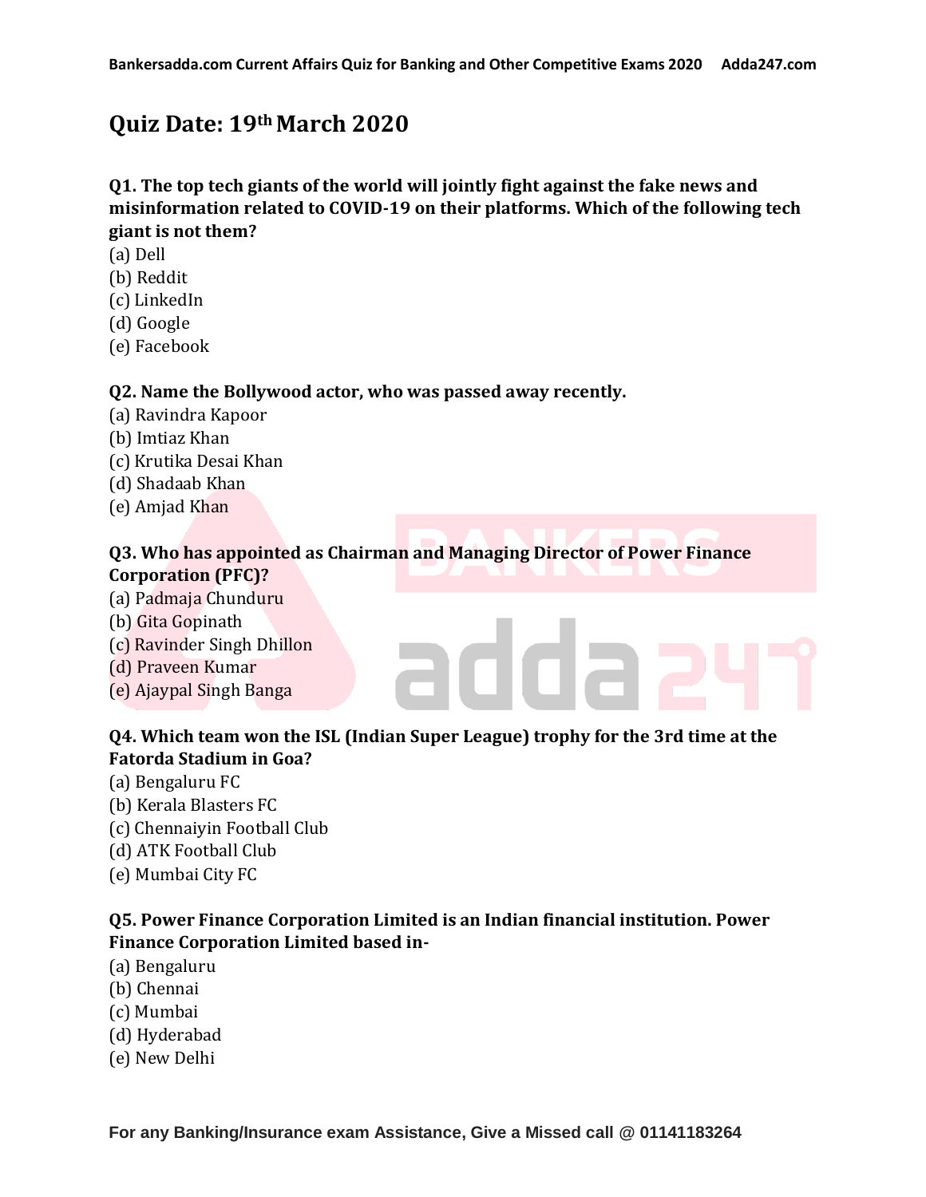# Quiz Date: 19th March 2020

**Q1. The top tech giants of the world will jointly fight against the fake news and misinformation related to COVID-19 on their platforms. Which of the following tech giant is not them?**

(a) Dell
(b) Reddit
(c) LinkedIn
(d) Google
(e) Facebook

**Q2. Name the Bollywood actor, who was passed away recently.**

(a) Ravindra Kapoor
(b) Imtiaz Khan
(c) Krutika Desai Khan
(d) Shadaab Khan
(e) Amjad Khan

**Q3. Who has appointed as Chairman and Managing Director of Power Finance Corporation (PFC)?**

(a) Padmaja Chunduru
(b) Gita Gopinath
(c) Ravinder Singh Dhillon
(d) Praveen Kumar
(e) Ajaypal Singh Banga

**Q4. Which team won the ISL (Indian Super League) trophy for the 3rd time at the Fatorda Stadium in Goa?**

(a) Bengaluru FC
(b) Kerala Blasters FC
(c) Chennaiyin Football Club
(d) ATK Football Club
(e) Mumbai City FC

**Q5. Power Finance Corporation Limited is an Indian financial institution. Power Finance Corporation Limited based in-**

(a) Bengaluru
(b) Chennai
(c) Mumbai
(d) Hyderabad
(e) New Delhi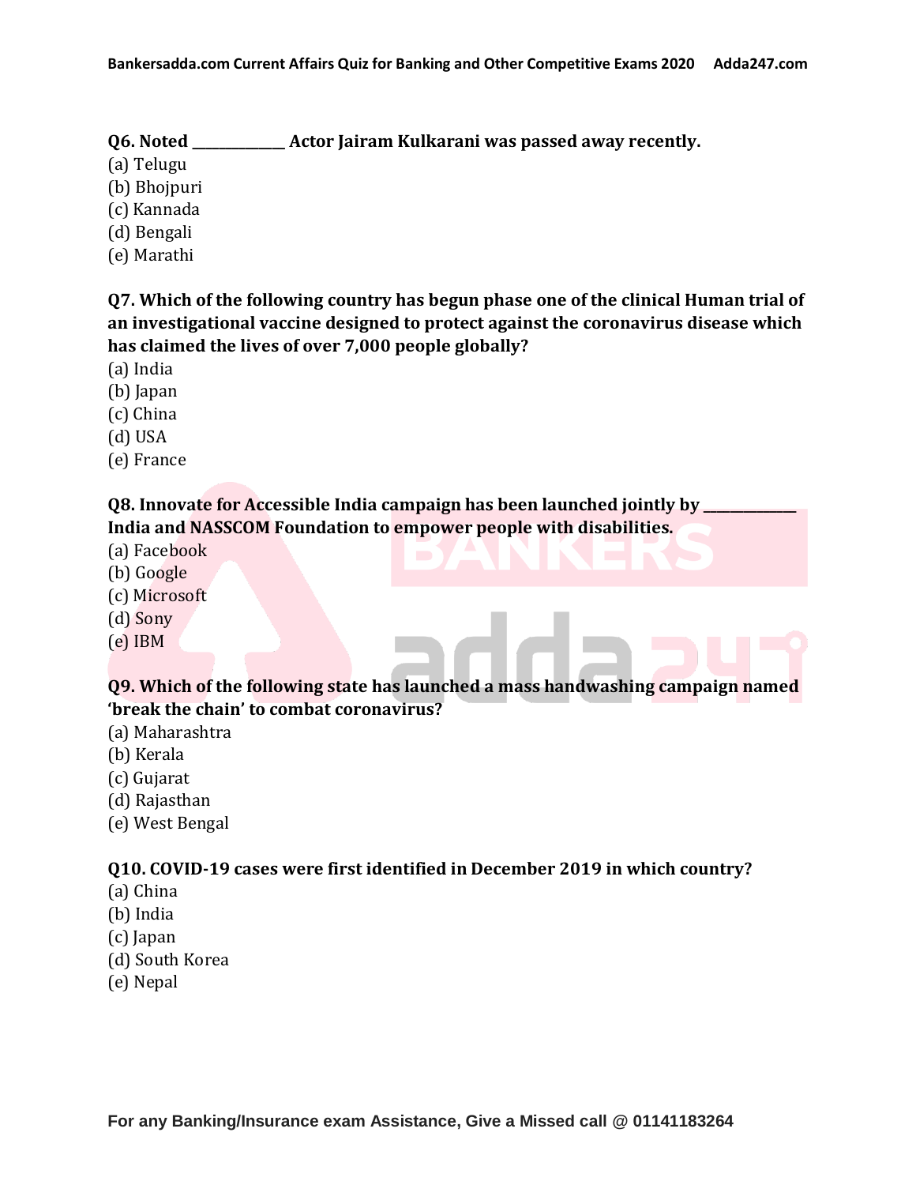**Q6. Noted _____________ Actor Jairam Kulkarani was passed away recently.**
(a) Telugu
(b) Bhojpuri
(c) Kannada
(d) Bengali
(e) Marathi

**Q7. Which of the following country has begun phase one of the clinical Human trial of an investigational vaccine designed to protect against the coronavirus disease which has claimed the lives of over 7,000 people globally?**
(a) India
(b) Japan
(c) China
(d) USA
(e) France

**Q8. Innovate for Accessible India campaign has been launched jointly by _____________ India and NASSCOM Foundation to empower people with disabilities.**
(a) Facebook
(b) Google
(c) Microsoft
(d) Sony
(e) IBM

**Q9. Which of the following state has launched a mass handwashing campaign named 'break the chain' to combat coronavirus?**
(a) Maharashtra
(b) Kerala
(c) Gujarat
(d) Rajasthan
(e) West Bengal

**Q10. COVID-19 cases were first identified in December 2019 in which country?**
(a) China
(b) India
(c) Japan
(d) South Korea
(e) Nepal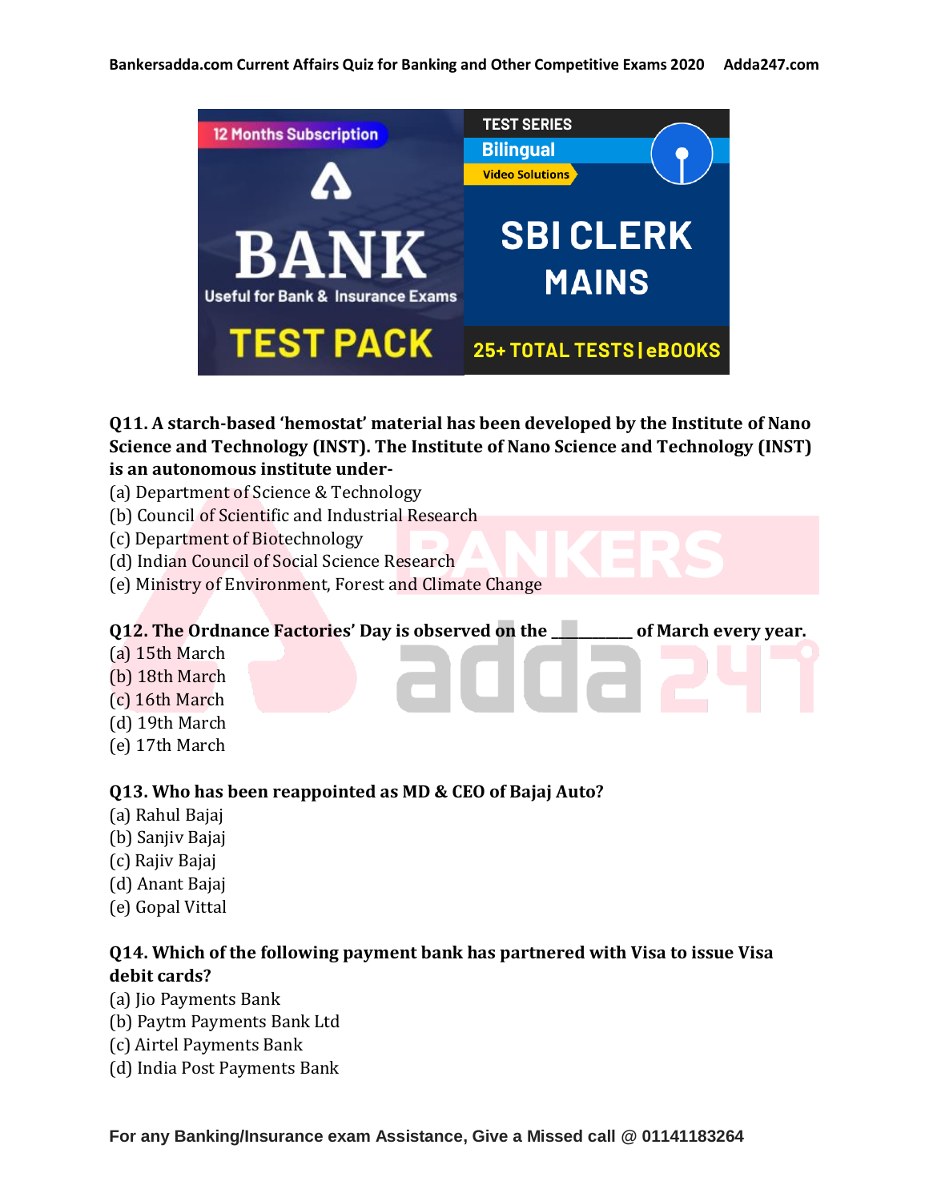**Q11. A starch-based 'hemostat' material has been developed by the Institute of Nano Science and Technology (INST). The Institute of Nano Science and Technology (INST) is an autonomous institute under-**

(a) Department of Science & Technology
(b) Council of Scientific and Industrial Research
(c) Department of Biotechnology
(d) Indian Council of Social Science Research
(e) Ministry of Environment, Forest and Climate Change

**Q12. The Ordnance Factories' Day is observed on the __________ of March every year.**

(a) 15th March
(b) 18th March
(c) 16th March
(d) 19th March
(e) 17th March

**Q13. Who has been reappointed as MD & CEO of Bajaj Auto?**

(a) Rahul Bajaj
(b) Sanjiv Bajaj
(c) Rajiv Bajaj
(d) Anant Bajaj
(e) Gopal Vittal

**Q14. Which of the following payment bank has partnered with Visa to issue Visa debit cards?**

(a) Jio Payments Bank
(b) Paytm Payments Bank Ltd
(c) Airtel Payments Bank
(d) India Post Payments Bank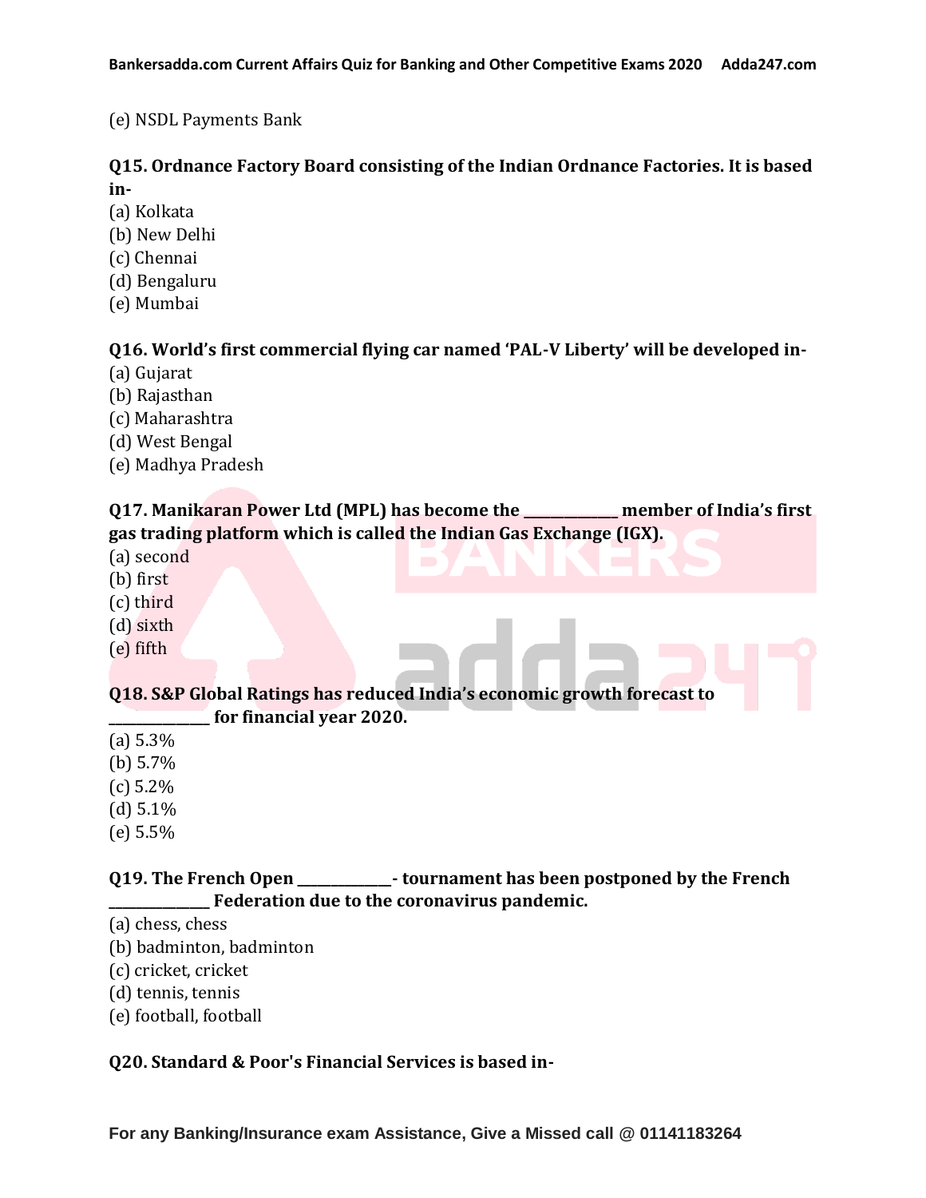(e) NSDL Payments Bank

**Q15. Ordnance Factory Board consisting of the Indian Ordnance Factories. It is based in-**
(a) Kolkata
(b) New Delhi
(c) Chennai
(d) Bengaluru
(e) Mumbai

**Q16. World's first commercial flying car named 'PAL-V Liberty' will be developed in-**
(a) Gujarat
(b) Rajasthan
(c) Maharashtra
(d) West Bengal
(e) Madhya Pradesh

**Q17. Manikaran Power Ltd (MPL) has become the _____________ member of India's first gas trading platform which is called the Indian Gas Exchange (IGX).**
(a) second
(b) first
(c) third
(d) sixth
(e) fifth

**Q18. S&P Global Ratings has reduced India's economic growth forecast to _____________ for financial year 2020.**
(a) 5.3%
(b) 5.7%
(c) 5.2%
(d) 5.1%
(e) 5.5%

**Q19. The French Open _____________- tournament has been postponed by the French _____________ Federation due to the coronavirus pandemic.**
(a) chess, chess
(b) badminton, badminton
(c) cricket, cricket
(d) tennis, tennis
(e) football, football

**Q20. Standard & Poor's Financial Services is based in-**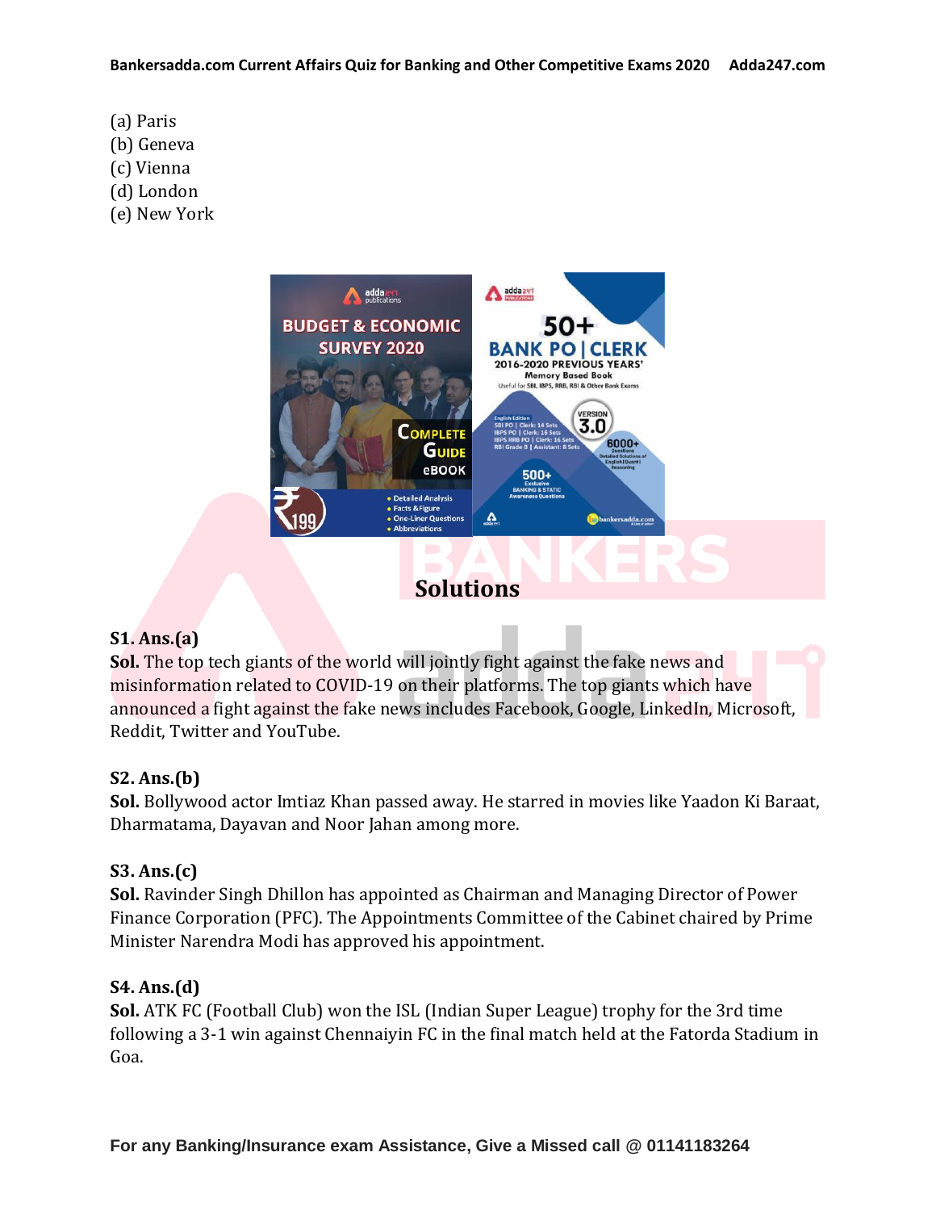(a) Paris
(b) Geneva
(c) Vienna
(d) London
(e) New York

## Solutions

**S1. Ans.(a)**
**Sol.** The top tech giants of the world will jointly fight against the fake news and misinformation related to COVID-19 on their platforms. The top giants which have announced a fight against the fake news includes Facebook, Google, LinkedIn, Microsoft, Reddit, Twitter and YouTube.

**S2. Ans.(b)**
**Sol.** Bollywood actor Imtiaz Khan passed away. He starred in movies like Yaadon Ki Baraat, Dharmatama, Dayavan and Noor Jahan among more.

**S3. Ans.(c)**
**Sol.** Ravinder Singh Dhillon has appointed as Chairman and Managing Director of Power Finance Corporation (PFC). The Appointments Committee of the Cabinet chaired by Prime Minister Narendra Modi has approved his appointment.

**S4. Ans.(d)**
**Sol.** ATK FC (Football Club) won the ISL (Indian Super League) trophy for the 3rd time following a 3-1 win against Chennaiyin FC in the final match held at the Fatorda Stadium in Goa.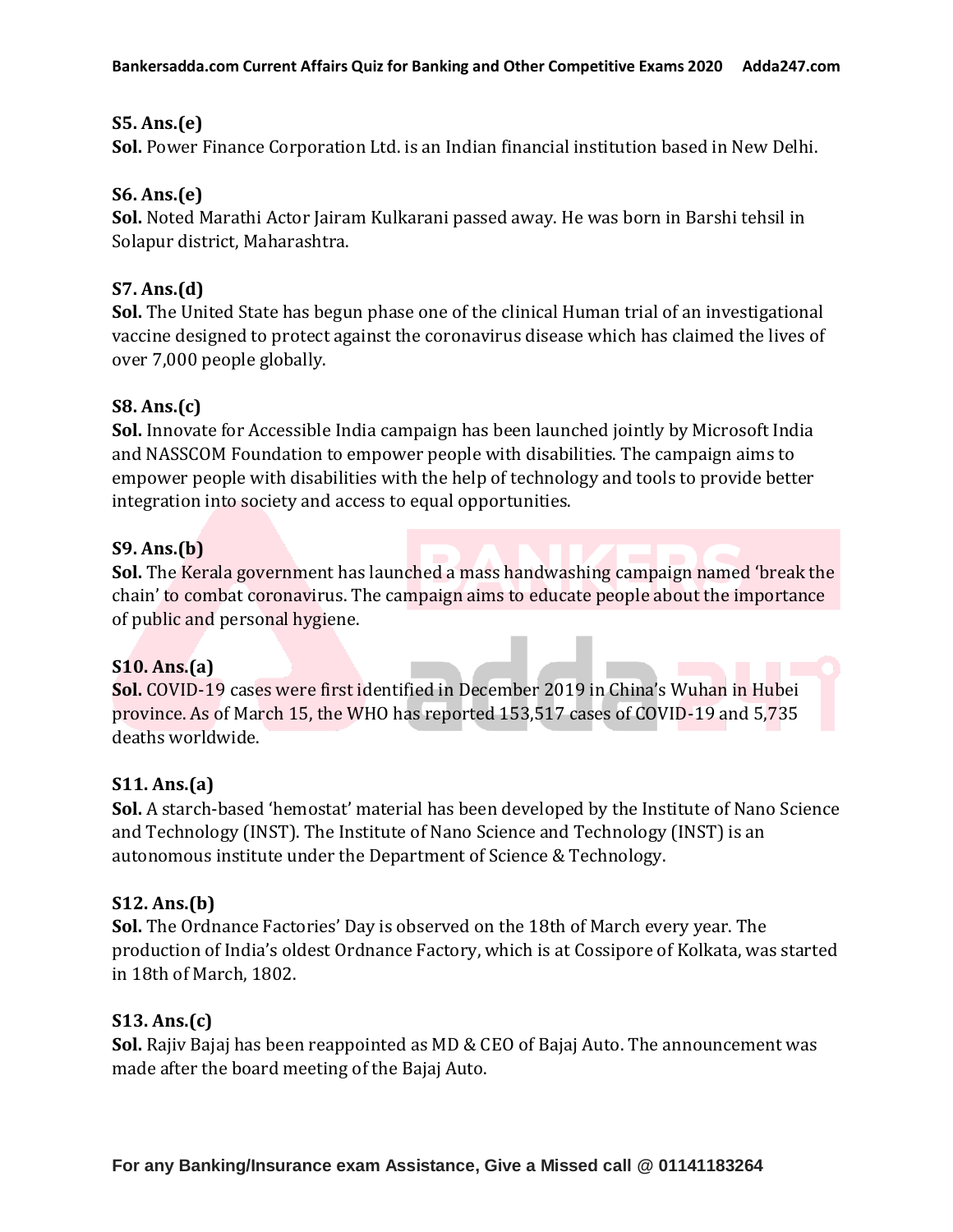**S5. Ans.(e)**
**Sol.** Power Finance Corporation Ltd. is an Indian financial institution based in New Delhi.

**S6. Ans.(e)**
**Sol.** Noted Marathi Actor Jairam Kulkarani passed away. He was born in Barshi tehsil in Solapur district, Maharashtra.

**S7. Ans.(d)**
**Sol.** The United State has begun phase one of the clinical Human trial of an investigational vaccine designed to protect against the coronavirus disease which has claimed the lives of over 7,000 people globally.

**S8. Ans.(c)**
**Sol.** Innovate for Accessible India campaign has been launched jointly by Microsoft India and NASSCOM Foundation to empower people with disabilities. The campaign aims to empower people with disabilities with the help of technology and tools to provide better integration into society and access to equal opportunities.

**S9. Ans.(b)**
**Sol.** The Kerala government has launched a mass handwashing campaign named 'break the chain' to combat coronavirus. The campaign aims to educate people about the importance of public and personal hygiene.

**S10. Ans.(a)**
**Sol.** COVID-19 cases were first identified in December 2019 in China's Wuhan in Hubei province. As of March 15, the WHO has reported 153,517 cases of COVID-19 and 5,735 deaths worldwide.

**S11. Ans.(a)**
**Sol.** A starch-based 'hemostat' material has been developed by the Institute of Nano Science and Technology (INST). The Institute of Nano Science and Technology (INST) is an autonomous institute under the Department of Science & Technology.

**S12. Ans.(b)**
**Sol.** The Ordnance Factories' Day is observed on the 18th of March every year. The production of India's oldest Ordnance Factory, which is at Cossipore of Kolkata, was started in 18th of March, 1802.

**S13. Ans.(c)**
**Sol.** Rajiv Bajaj has been reappointed as MD & CEO of Bajaj Auto. The announcement was made after the board meeting of the Bajaj Auto.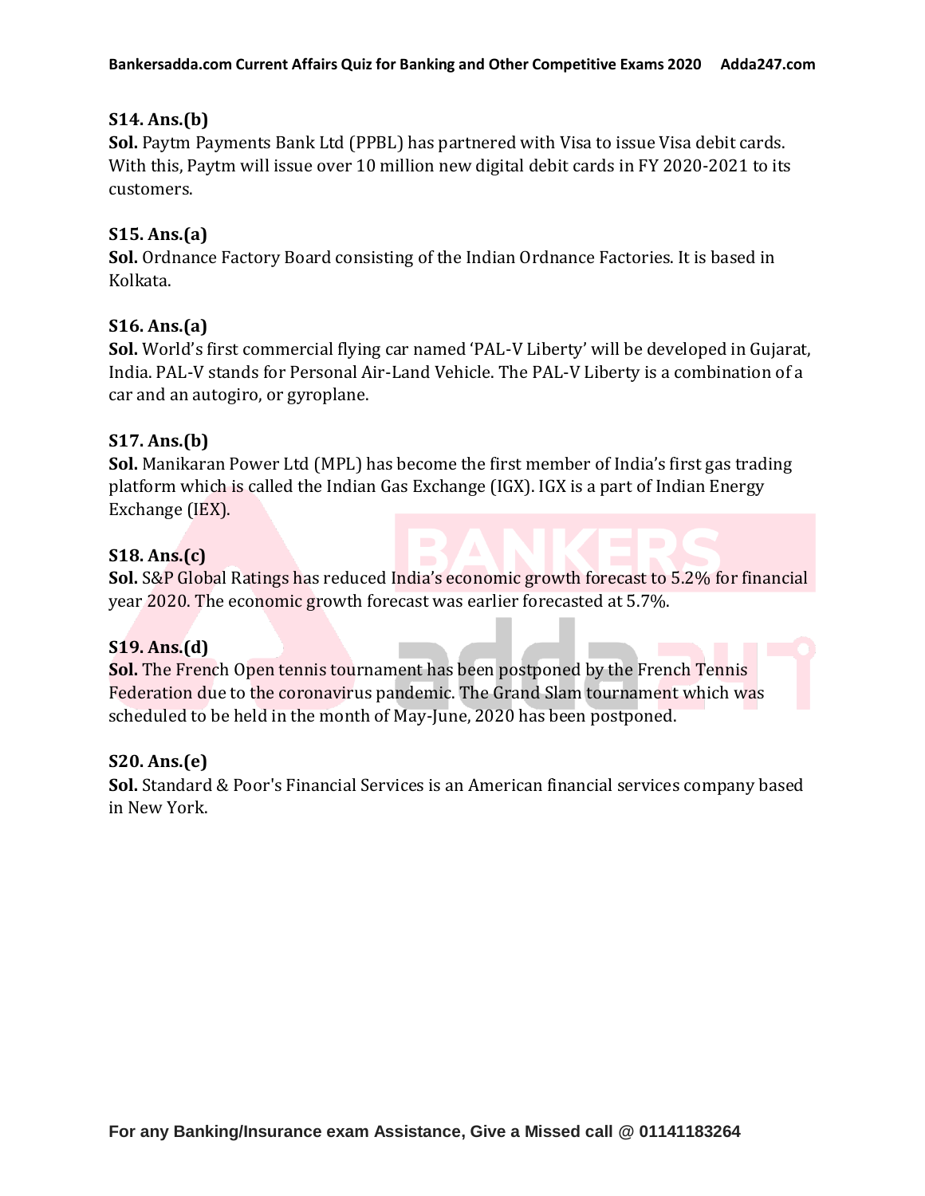**S14. Ans.(b)**
**Sol.** Paytm Payments Bank Ltd (PPBL) has partnered with Visa to issue Visa debit cards. With this, Paytm will issue over 10 million new digital debit cards in FY 2020-2021 to its customers.

**S15. Ans.(a)**
**Sol.** Ordnance Factory Board consisting of the Indian Ordnance Factories. It is based in Kolkata.

**S16. Ans.(a)**
**Sol.** World's first commercial flying car named 'PAL-V Liberty' will be developed in Gujarat, India. PAL-V stands for Personal Air-Land Vehicle. The PAL-V Liberty is a combination of a car and an autogiro, or gyroplane.

**S17. Ans.(b)**
**Sol.** Manikaran Power Ltd (MPL) has become the first member of India's first gas trading platform which is called the Indian Gas Exchange (IGX). IGX is a part of Indian Energy Exchange (IEX).

**S18. Ans.(c)**
**Sol.** S&P Global Ratings has reduced India's economic growth forecast to 5.2% for financial year 2020. The economic growth forecast was earlier forecasted at 5.7%.

**S19. Ans.(d)**
**Sol.** The French Open tennis tournament has been postponed by the French Tennis Federation due to the coronavirus pandemic. The Grand Slam tournament which was scheduled to be held in the month of May-June, 2020 has been postponed.

**S20. Ans.(e)**
**Sol.** Standard & Poor's Financial Services is an American financial services company based in New York.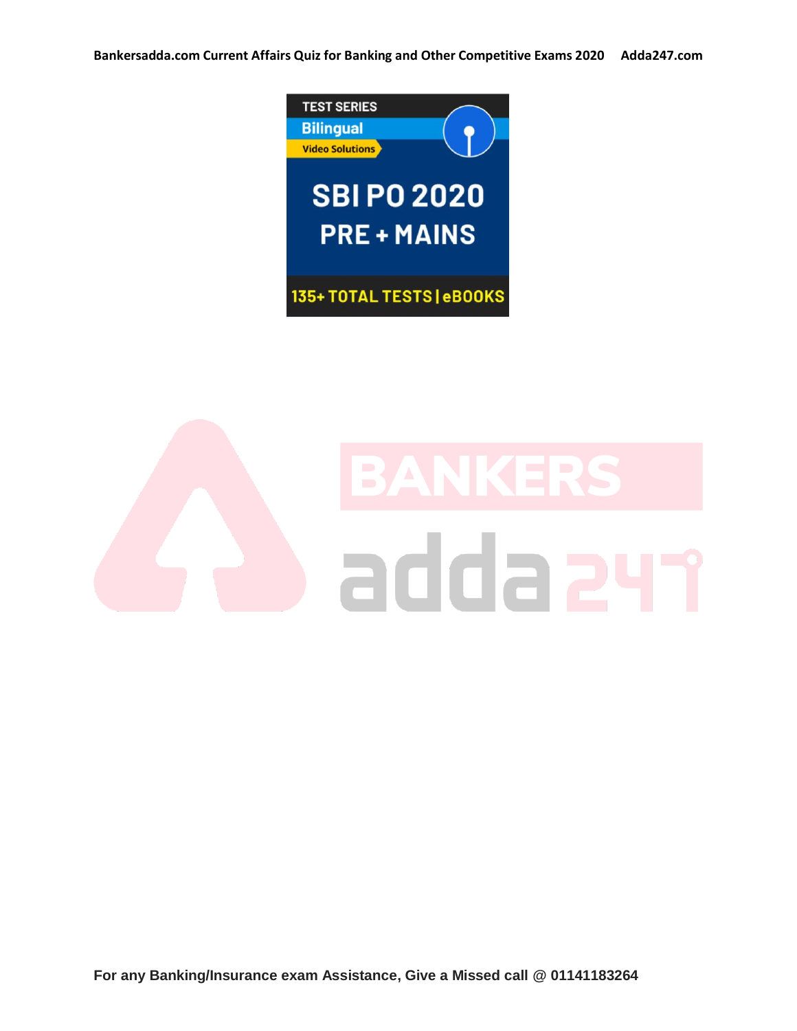TEST SERIES

Bilingual

Video Solutions

SBI PO 2020

PRE + MAINS

135+ TOTAL TESTS | eBOOKS